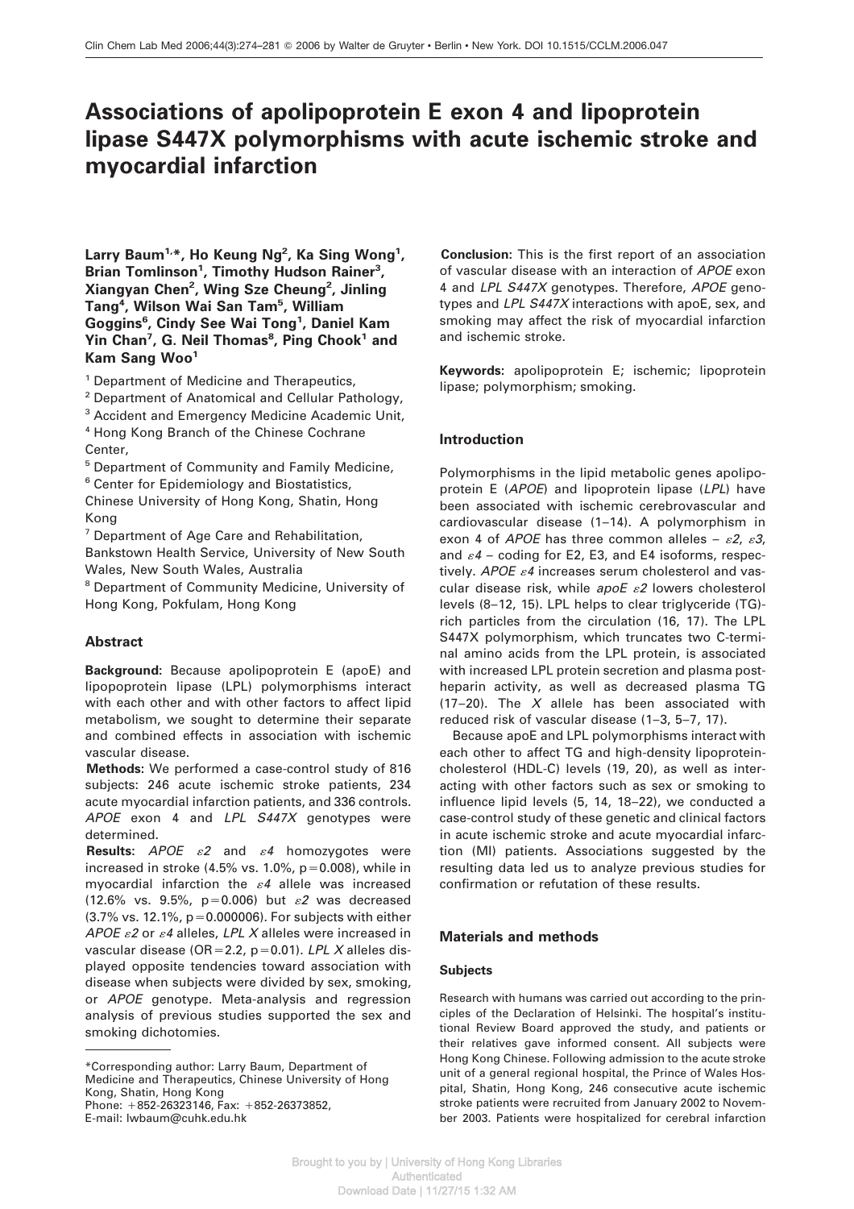# Associations of apolipoprotein E exon 4 and lipoprotein lipase S447X polymorphisms with acute ischemic stroke and myocardial infarction

**Larry Baum[1,*], Ho Keung Ng[2], Ka Sing Wong[1], Brian Tomlinson[1], Timothy Hudson Rainer[3], Xiangyan Chen[2], Wing Sze Cheung[2], Jinling Tang[4], Wilson Wai San Tam[5], William Goggins[6], Cindy See Wai Tong[1], Daniel Kam Yin Chan[7], G. Neil Thomas[8], Ping Chook[1] and Kam Sang Woo[1]**

[1] Department of Medicine and Therapeutics,
[2] Department of Anatomical and Cellular Pathology,
[3] Accident and Emergency Medicine Academic Unit,
[4] Hong Kong Branch of the Chinese Cochrane Center,
[5] Department of Community and Family Medicine,
[6] Center for Epidemiology and Biostatistics, Chinese University of Hong Kong, Shatin, Hong Kong
[7] Department of Age Care and Rehabilitation, Bankstown Health Service, University of New South Wales, New South Wales, Australia
[8] Department of Community Medicine, University of Hong Kong, Pokfulam, Hong Kong

## Abstract

**Background:** Because apolipoprotein E (apoE) and lipopoprotein lipase (LPL) polymorphisms interact with each other and with other factors to affect lipid metabolism, we sought to determine their separate and combined effects in association with ischemic vascular disease.

**Methods:** We performed a case-control study of 816 subjects: 246 acute ischemic stroke patients, 234 acute myocardial infarction patients, and 336 controls. *APOE* exon 4 and *LPL S447X* genotypes were determined.

**Results:** *APOE* $\varepsilon 2$ and $\varepsilon 4$ homozygotes were increased in stroke (4.5% vs. 1.0%, p=0.008), while in myocardial infarction the $\varepsilon 4$ allele was increased (12.6% vs. 9.5%, p=0.006) but $\varepsilon 2$ was decreased (3.7% vs. 12.1%, p=0.000006). For subjects with either *APOE* $\varepsilon 2$ or $\varepsilon 4$ alleles, *LPL X* alleles were increased in vascular disease (OR=2.2, p=0.01). *LPL X* alleles displayed opposite tendencies toward association with disease when subjects were divided by sex, smoking, or *APOE* genotype. Meta-analysis and regression analysis of previous studies supported the sex and smoking dichotomies.

**Conclusion:** This is the first report of an association of vascular disease with an interaction of *APOE* exon 4 and *LPL S447X* genotypes. Therefore, *APOE* genotypes and *LPL S447X* interactions with apoE, sex, and smoking may affect the risk of myocardial infarction and ischemic stroke.

**Keywords:** apolipoprotein E; ischemic; lipoprotein lipase; polymorphism; smoking.

*Corresponding author: Larry Baum, Department of Medicine and Therapeutics, Chinese University of Hong Kong, Shatin, Hong Kong
Phone: +852-26323146, Fax: +852-26373852,
E-mail: lwbaum@cuhk.edu.hk

## Introduction

Polymorphisms in the lipid metabolic genes apolipoprotein E (*APOE*) and lipoprotein lipase (*LPL*) have been associated with ischemic cerebrovascular and cardiovascular disease (1–14). A polymorphism in exon 4 of *APOE* has three common alleles – $\varepsilon 2$, $\varepsilon 3$, and $\varepsilon 4$ – coding for E2, E3, and E4 isoforms, respectively. *APOE* $\varepsilon 4$ increases serum cholesterol and vascular disease risk, while *apoE* $\varepsilon 2$ lowers cholesterol levels (8–12, 15). LPL helps to clear triglyceride (TG)-rich particles from the circulation (16, 17). The LPL S447X polymorphism, which truncates two C-terminal amino acids from the LPL protein, is associated with increased LPL protein secretion and plasma post-heparin activity, as well as decreased plasma TG (17–20). The *X* allele has been associated with reduced risk of vascular disease (1–3, 5–7, 17).

Because apoE and LPL polymorphisms interact with each other to affect TG and high-density lipoprotein-cholesterol (HDL-C) levels (19, 20), as well as interacting with other factors such as sex or smoking to influence lipid levels (5, 14, 18–22), we conducted a case-control study of these genetic and clinical factors in acute ischemic stroke and acute myocardial infarction (MI) patients. Associations suggested by the resulting data led us to analyze previous studies for confirmation or refutation of these results.

## Materials and methods

### Subjects

Research with humans was carried out according to the principles of the Declaration of Helsinki. The hospital's institutional Review Board approved the study, and patients or their relatives gave informed consent. All subjects were Hong Kong Chinese. Following admission to the acute stroke unit of a general regional hospital, the Prince of Wales Hospital, Shatin, Hong Kong, 246 consecutive acute ischemic stroke patients were recruited from January 2002 to November 2003. Patients were hospitalized for cerebral infarction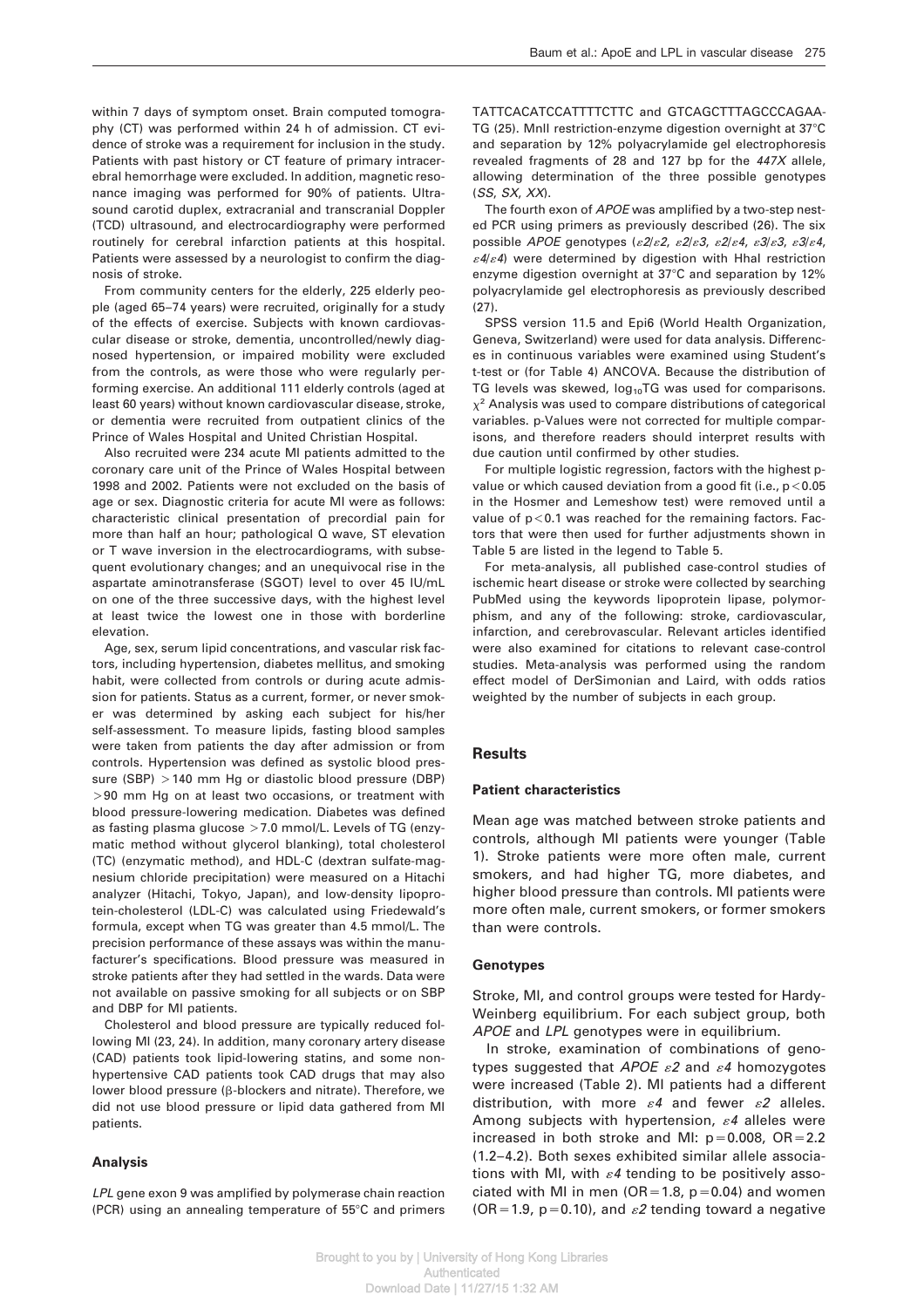within 7 days of symptom onset. Brain computed tomography (CT) was performed within 24 h of admission. CT evidence of stroke was a requirement for inclusion in the study. Patients with past history or CT feature of primary intracerebral hemorrhage were excluded. In addition, magnetic resonance imaging was performed for 90% of patients. Ultrasound carotid duplex, extracranial and transcranial Doppler (TCD) ultrasound, and electrocardiography were performed routinely for cerebral infarction patients at this hospital. Patients were assessed by a neurologist to confirm the diagnosis of stroke.

From community centers for the elderly, 225 elderly people (aged 65–74 years) were recruited, originally for a study of the effects of exercise. Subjects with known cardiovascular disease or stroke, dementia, uncontrolled/newly diagnosed hypertension, or impaired mobility were excluded from the controls, as were those who were regularly performing exercise. An additional 111 elderly controls (aged at least 60 years) without known cardiovascular disease, stroke, or dementia were recruited from outpatient clinics of the Prince of Wales Hospital and United Christian Hospital.

Also recruited were 234 acute MI patients admitted to the coronary care unit of the Prince of Wales Hospital between 1998 and 2002. Patients were not excluded on the basis of age or sex. Diagnostic criteria for acute MI were as follows: characteristic clinical presentation of precordial pain for more than half an hour; pathological Q wave, ST elevation or T wave inversion in the electrocardiograms, with subsequent evolutionary changes; and an unequivocal rise in the aspartate aminotransferase (SGOT) level to over 45 IU/mL on one of the three successive days, with the highest level at least twice the lowest one in those with borderline elevation.

Age, sex, serum lipid concentrations, and vascular risk factors, including hypertension, diabetes mellitus, and smoking habit, were collected from controls or during acute admission for patients. Status as a current, former, or never smoker was determined by asking each subject for his/her self-assessment. To measure lipids, fasting blood samples were taken from patients the day after admission or from controls. Hypertension was defined as systolic blood pressure (SBP) $>$140 mm Hg or diastolic blood pressure (DBP) $>$90 mm Hg on at least two occasions, or treatment with blood pressure-lowering medication. Diabetes was defined as fasting plasma glucose $>$7.0 mmol/L. Levels of TG (enzymatic method without glycerol blanking), total cholesterol (TC) (enzymatic method), and HDL-C (dextran sulfate-magnesium chloride precipitation) were measured on a Hitachi analyzer (Hitachi, Tokyo, Japan), and low-density lipoprotein-cholesterol (LDL-C) was calculated using Friedewald's formula, except when TG was greater than 4.5 mmol/L. The precision performance of these assays was within the manufacturer's specifications. Blood pressure was measured in stroke patients after they had settled in the wards. Data were not available on passive smoking for all subjects or on SBP and DBP for MI patients.

Cholesterol and blood pressure are typically reduced following MI (23, 24). In addition, many coronary artery disease (CAD) patients took lipid-lowering statins, and some non-hypertensive CAD patients took CAD drugs that may also lower blood pressure (β-blockers and nitrate). Therefore, we did not use blood pressure or lipid data gathered from MI patients.

### Analysis

*LPL* gene exon 9 was amplified by polymerase chain reaction (PCR) using an annealing temperature of 55°C and primers TATTCACATCCATTTTCTTC and GTCAGCTTTAGCCCAGAATG (25). MnlI restriction-enzyme digestion overnight at 37°C and separation by 12% polyacrylamide gel electrophoresis revealed fragments of 28 and 127 bp for the *447X* allele, allowing determination of the three possible genotypes (*SS*, *SX*, *XX*).

The fourth exon of *APOE* was amplified by a two-step nested PCR using primers as previously described (26). The six possible *APOE* genotypes (*ε2/ε2*, *ε2/ε3*, *ε2/ε4*, *ε3/ε3*, *ε3/ε4*, *ε4/ε4*) were determined by digestion with HhaI restriction enzyme digestion overnight at 37°C and separation by 12% polyacrylamide gel electrophoresis as previously described (27).

SPSS version 11.5 and Epi6 (World Health Organization, Geneva, Switzerland) were used for data analysis. Differences in continuous variables were examined using Student's t-test or (for Table 4) ANCOVA. Because the distribution of TG levels was skewed, $\log_{10}$TG was used for comparisons. $\chi^2$ Analysis was used to compare distributions of categorical variables. p-Values were not corrected for multiple comparisons, and therefore readers should interpret results with due caution until confirmed by other studies.

For multiple logistic regression, factors with the highest p-value or which caused deviation from a good fit (i.e., $p<0.05$ in the Hosmer and Lemeshow test) were removed until a value of $p<0.1$ was reached for the remaining factors. Factors that were then used for further adjustments shown in Table 5 are listed in the legend to Table 5.

For meta-analysis, all published case-control studies of ischemic heart disease or stroke were collected by searching PubMed using the keywords lipoprotein lipase, polymorphism, and any of the following: stroke, cardiovascular, infarction, and cerebrovascular. Relevant articles identified were also examined for citations to relevant case-control studies. Meta-analysis was performed using the random effect model of DerSimonian and Laird, with odds ratios weighted by the number of subjects in each group.

## Results

### Patient characteristics

Mean age was matched between stroke patients and controls, although MI patients were younger (Table 1). Stroke patients were more often male, current smokers, and had higher TG, more diabetes, and higher blood pressure than controls. MI patients were more often male, current smokers, or former smokers than were controls.

### Genotypes

Stroke, MI, and control groups were tested for Hardy-Weinberg equilibrium. For each subject group, both *APOE* and *LPL* genotypes were in equilibrium.

In stroke, examination of combinations of genotypes suggested that *APOE ε2* and *ε4* homozygotes were increased (Table 2). MI patients had a different distribution, with more *ε4* and fewer *ε2* alleles. Among subjects with hypertension, *ε4* alleles were increased in both stroke and MI: $p=0.008$, $OR=2.2$ (1.2–4.2). Both sexes exhibited similar allele associations with MI, with *ε4* tending to be positively associated with MI in men ($OR=1.8$, $p=0.04$) and women ($OR=1.9$, $p=0.10$), and *ε2* tending toward a negative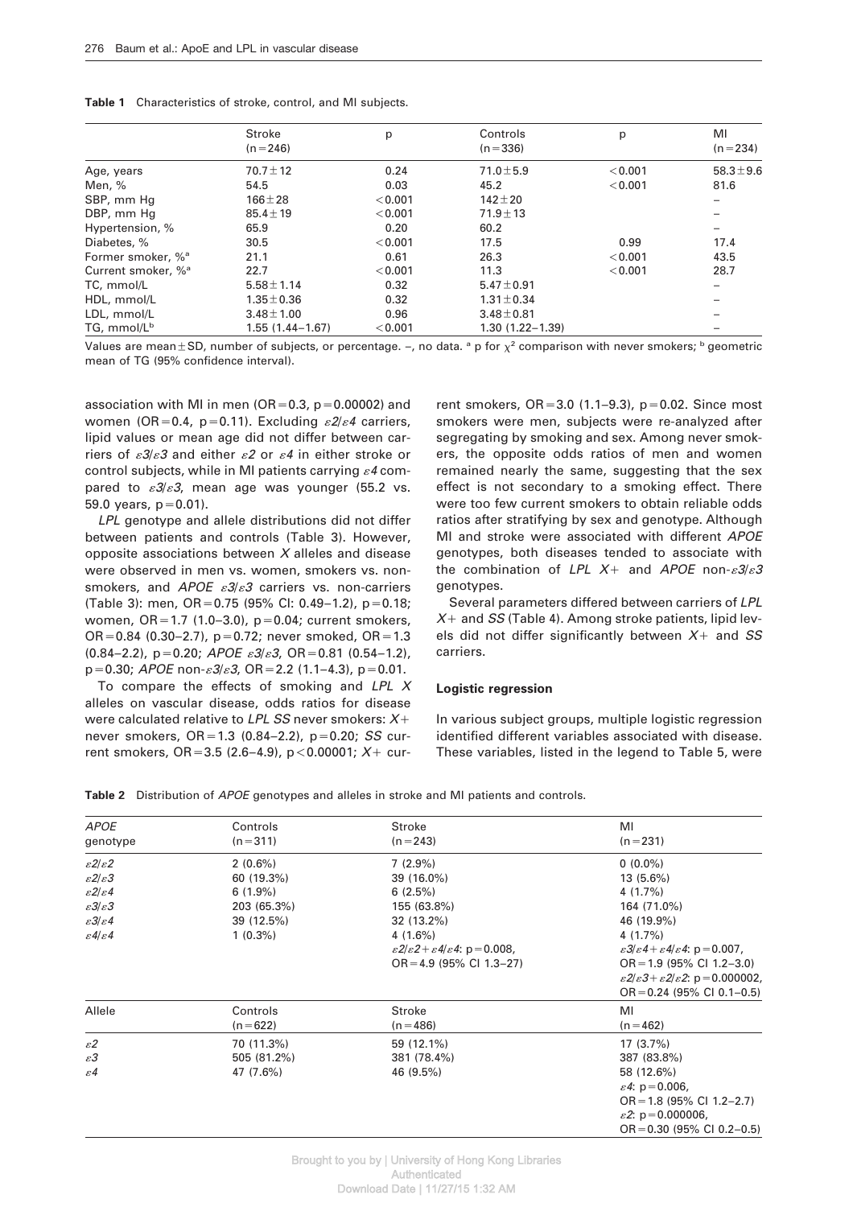**Table 1** Characteristics of stroke, control, and MI subjects.

| | Stroke (n=246) | p | Controls (n=336) | p | MI (n=234) |
|---|---|---|---|---|---|
| Age, years | 70.7±12 | 0.24 | 71.0±5.9 | <0.001 | 58.3±9.6 |
| Men, % | 54.5 | 0.03 | 45.2 | <0.001 | 81.6 |
| SBP, mm Hg | 166±28 | <0.001 | 142±20 | | – |
| DBP, mm Hg | 85.4±19 | <0.001 | 71.9±13 | | – |
| Hypertension, % | 65.9 | 0.20 | 60.2 | | – |
| Diabetes, % | 30.5 | <0.001 | 17.5 | 0.99 | 17.4 |
| Former smoker, %[a] | 21.1 | 0.61 | 26.3 | <0.001 | 43.5 |
| Current smoker, %[a] | 22.7 | <0.001 | 11.3 | <0.001 | 28.7 |
| TC, mmol/L | 5.58±1.14 | 0.32 | 5.47±0.91 | | – |
| HDL, mmol/L | 1.35±0.36 | 0.32 | 1.31±0.34 | | – |
| LDL, mmol/L | 3.48±1.00 | 0.96 | 3.48±0.81 | | – |
| TG, mmol/L[b] | 1.55 (1.44–1.67) | <0.001 | 1.30 (1.22–1.39) | | – |

Values are mean±SD, number of subjects, or percentage. –, no data. [a] p for $\chi^2$ comparison with never smokers; [b] geometric mean of TG (95% confidence interval).

association with MI in men (OR=0.3, p=0.00002) and women (OR=0.4, p=0.11). Excluding *ε2/ε4* carriers, lipid values or mean age did not differ between carriers of *ε3/ε3* and either *ε2* or *ε4* in either stroke or control subjects, while in MI patients carrying *ε4* compared to *ε3/ε3*, mean age was younger (55.2 vs. 59.0 years, p=0.01).

*LPL* genotype and allele distributions did not differ between patients and controls (Table 3). However, opposite associations between *X* alleles and disease were observed in men vs. women, smokers vs. non-smokers, and *APOE ε3/ε3* carriers vs. non-carriers (Table 3): men, OR=0.75 (95% CI: 0.49–1.2), p=0.18; women, OR=1.7 (1.0–3.0), p=0.04; current smokers, OR=0.84 (0.30–2.7), p=0.72; never smoked, OR=1.3 (0.84–2.2), p=0.20; *APOE ε3/ε3*, OR=0.81 (0.54–1.2), p=0.30; *APOE* non-*ε3/ε3*, OR=2.2 (1.1–4.3), p=0.01.

To compare the effects of smoking and *LPL X* alleles on vascular disease, odds ratios for disease were calculated relative to *LPL SS* never smokers: *X+* never smokers, OR=1.3 (0.84–2.2), p=0.20; *SS* current smokers, OR=3.5 (2.6–4.9), p<0.00001; *X+* current smokers, OR=3.0 (1.1–9.3), p=0.02. Since most smokers were men, subjects were re-analyzed after segregating by smoking and sex. Among never smokers, the opposite odds ratios of men and women remained nearly the same, suggesting that the sex effect is not secondary to a smoking effect. There were too few current smokers to obtain reliable odds ratios after stratifying by sex and genotype. Although MI and stroke were associated with different *APOE* genotypes, both diseases tended to associate with the combination of *LPL X+* and *APOE* non-*ε3/ε3* genotypes.

Several parameters differed between carriers of *LPL X+* and *SS* (Table 4). Among stroke patients, lipid levels did not differ significantly between *X+* and *SS* carriers.

### Logistic regression

In various subject groups, multiple logistic regression identified different variables associated with disease. These variables, listed in the legend to Table 5, were

**Table 2** Distribution of *APOE* genotypes and alleles in stroke and MI patients and controls.

| *APOE* genotype | Controls (n=311) | Stroke (n=243) | MI (n=231) |
|---|---|---|---|
| *ε2/ε2* | 2 (0.6%) | 7 (2.9%) | 0 (0.0%) |
| *ε2/ε3* | 60 (19.3%) | 39 (16.0%) | 13 (5.6%) |
| *ε2/ε4* | 6 (1.9%) | 6 (2.5%) | 4 (1.7%) |
| *ε3/ε3* | 203 (65.3%) | 155 (63.8%) | 164 (71.0%) |
| *ε3/ε4* | 39 (12.5%) | 32 (13.2%) | 46 (19.9%) |
| *ε4/ε4* | 1 (0.3%) | 4 (1.6%) | 4 (1.7%) |
| | | *ε2/ε2*+*ε4/ε4*: p=0.008, OR=4.9 (95% CI 1.3–27) | *ε3/ε4*+*ε4/ε4*: p=0.007, OR=1.9 (95% CI 1.2–3.0) *ε2/ε3*+*ε2/ε2*: p=0.000002, OR=0.24 (95% CI 0.1–0.5) |
| **Allele** | **Controls (n=622)** | **Stroke (n=486)** | **MI (n=462)** |
| *ε2* | 70 (11.3%) | 59 (12.1%) | 17 (3.7%) |
| *ε3* | 505 (81.2%) | 381 (78.4%) | 387 (83.8%) |
| *ε4* | 47 (7.6%) | 46 (9.5%) | 58 (12.6%) |
| | | | *ε4*: p=0.006, OR=1.8 (95% CI 1.2–2.7) *ε2*: p=0.000006, OR=0.30 (95% CI 0.2–0.5) |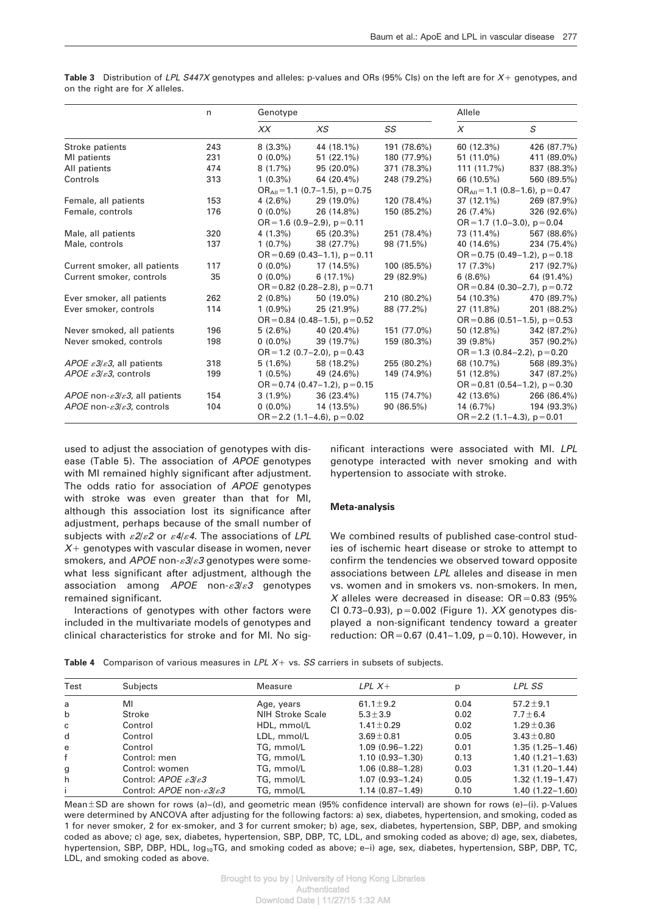**Table 3** Distribution of *LPL S447X* genotypes and alleles: p-values and ORs (95% CIs) on the left are for *X+* genotypes, and on the right are for *X* alleles.

| | n | Genotype | | | Allele | |
|---|---|---|---|---|---|---|
| | | *XX* | *XS* | *SS* | *X* | *S* |
| Stroke patients | 243 | 8 (3.3%) | 44 (18.1%) | 191 (78.6%) | 60 (12.3%) | 426 (87.7%) |
| MI patients | 231 | 0 (0.0%) | 51 (22.1%) | 180 (77.9%) | 51 (11.0%) | 411 (89.0%) |
| All patients | 474 | 8 (1.7%) | 95 (20.0%) | 371 (78.3%) | 111 (11.7%) | 837 (88.3%) |
| Controls | 313 | 1 (0.3%) | 64 (20.4%) | 248 (79.2%) | 66 (10.5%) | 560 (89.5%) |
| | | $OR_{All}$=1.1 (0.7–1.5), p=0.75 | | | $OR_{All}$=1.1 (0.8–1.6), p=0.47 | |
| Female, all patients | 153 | 4 (2.6%) | 29 (19.0%) | 120 (78.4%) | 37 (12.1%) | 269 (87.9%) |
| Female, controls | 176 | 0 (0.0%) | 26 (14.8%) | 150 (85.2%) | 26 (7.4%) | 326 (92.6%) |
| | | OR=1.6 (0.9–2.9), p=0.11 | | | OR=1.7 (1.0–3.0), p=0.04 | |
| Male, all patients | 320 | 4 (1.3%) | 65 (20.3%) | 251 (78.4%) | 73 (11.4%) | 567 (88.6%) |
| Male, controls | 137 | 1 (0.7%) | 38 (27.7%) | 98 (71.5%) | 40 (14.6%) | 234 (75.4%) |
| | | OR=0.69 (0.43–1.1), p=0.11 | | | OR=0.75 (0.49–1.2), p=0.18 | |
| Current smoker, all patients | 117 | 0 (0.0%) | 17 (14.5%) | 100 (85.5%) | 17 (7.3%) | 217 (92.7%) |
| Current smoker, controls | 35 | 0 (0.0%) | 6 (17.1%) | 29 (82.9%) | 6 (8.6%) | 64 (91.4%) |
| | | OR=0.82 (0.28–2.8), p=0.71 | | | OR=0.84 (0.30–2.7), p=0.72 | |
| Ever smoker, all patients | 262 | 2 (0.8%) | 50 (19.0%) | 210 (80.2%) | 54 (10.3%) | 470 (89.7%) |
| Ever smoker, controls | 114 | 1 (0.9%) | 25 (21.9%) | 88 (77.2%) | 27 (11.8%) | 201 (88.2%) |
| | | OR=0.84 (0.48–1.5), p=0.52 | | | OR=0.86 (0.51–1.5), p=0.53 | |
| Never smoked, all patients | 196 | 5 (2.6%) | 40 (20.4%) | 151 (77.0%) | 50 (12.8%) | 342 (87.2%) |
| Never smoked, controls | 198 | 0 (0.0%) | 39 (19.7%) | 159 (80.3%) | 39 (9.8%) | 357 (90.2%) |
| | | OR=1.2 (0.7–2.0), p=0.43 | | | OR=1.3 (0.84–2.2), p=0.20 | |
| *APOE* $\varepsilon3/\varepsilon3$, all patients | 318 | 5 (1.6%) | 58 (18.2%) | 255 (80.2%) | 68 (10.7%) | 568 (89.3%) |
| *APOE* $\varepsilon3/\varepsilon3$, controls | 199 | 1 (0.5%) | 49 (24.6%) | 149 (74.9%) | 51 (12.8%) | 347 (87.2%) |
| | | OR=0.74 (0.47–1.2), p=0.15 | | | OR=0.81 (0.54–1.2), p=0.30 | |
| *APOE* non-$\varepsilon3/\varepsilon3$, all patients | 154 | 3 (1.9%) | 36 (23.4%) | 115 (74.7%) | 42 (13.6%) | 266 (86.4%) |
| *APOE* non-$\varepsilon3/\varepsilon3$, controls | 104 | 0 (0.0%) | 14 (13.5%) | 90 (86.5%) | 14 (6.7%) | 194 (93.3%) |
| | | OR=2.2 (1.1–4.6), p=0.02 | | | OR=2.2 (1.1–4.3), p=0.01 | |

used to adjust the association of genotypes with disease (Table 5). The association of *APOE* genotypes with MI remained highly significant after adjustment. The odds ratio for association of *APOE* genotypes with stroke was even greater than that for MI, although this association lost its significance after adjustment, perhaps because of the small number of subjects with $\varepsilon2/\varepsilon2$ or $\varepsilon4/\varepsilon4$. The associations of *LPL* *X+* genotypes with vascular disease in women, never smokers, and *APOE* non-$\varepsilon3/\varepsilon3$ genotypes were somewhat less significant after adjustment, although the association among *APOE* non-$\varepsilon3/\varepsilon3$ genotypes remained significant.

Interactions of genotypes with other factors were included in the multivariate models of genotypes and clinical characteristics for stroke and for MI. No significant interactions were associated with MI. *LPL* genotype interacted with never smoking and with hypertension to associate with stroke.

### Meta-analysis

We combined results of published case-control studies of ischemic heart disease or stroke to attempt to confirm the tendencies we observed toward opposite associations between *LPL* alleles and disease in men vs. women and in smokers vs. non-smokers. In men, *X* alleles were decreased in disease: OR=0.83 (95% CI 0.73–0.93), p=0.002 (Figure 1). *XX* genotypes displayed a non-significant tendency toward a greater reduction: OR=0.67 (0.41–1.09, p=0.10). However, in

**Table 4** Comparison of various measures in *LPL X+* vs. *SS* carriers in subsets of subjects.

| Test | Subjects | Measure | *LPL X+* | p | *LPL SS* |
|---|---|---|---|---|---|
| a | MI | Age, years | 61.1±9.2 | 0.04 | 57.2±9.1 |
| b | Stroke | NIH Stroke Scale | 5.3±3.9 | 0.02 | 7.7±6.4 |
| c | Control | HDL, mmol/L | 1.41±0.29 | 0.02 | 1.29±0.36 |
| d | Control | LDL, mmol/L | 3.69±0.81 | 0.05 | 3.43±0.80 |
| e | Control | TG, mmol/L | 1.09 (0.96–1.22) | 0.01 | 1.35 (1.25–1.46) |
| f | Control: men | TG, mmol/L | 1.10 (0.93–1.30) | 0.13 | 1.40 (1.21–1.63) |
| g | Control: women | TG, mmol/L | 1.06 (0.88–1.28) | 0.03 | 1.31 (1.20–1.44) |
| h | Control: *APOE* $\varepsilon3/\varepsilon3$ | TG, mmol/L | 1.07 (0.93–1.24) | 0.05 | 1.32 (1.19–1.47) |
| i | Control: *APOE* non-$\varepsilon3/\varepsilon3$ | TG, mmol/L | 1.14 (0.87–1.49) | 0.10 | 1.40 (1.22–1.60) |

Mean±SD are shown for rows (a)–(d), and geometric mean (95% confidence interval) are shown for rows (e)–(i). p-Values were determined by ANCOVA after adjusting for the following factors: a) sex, diabetes, hypertension, and smoking, coded as 1 for never smoker, 2 for ex-smoker, and 3 for current smoker; b) age, sex, diabetes, hypertension, SBP, DBP, and smoking coded as above; c) age, sex, diabetes, hypertension, SBP, DBP, TC, LDL, and smoking coded as above; d) age, sex, diabetes, hypertension, SBP, DBP, HDL, $\log_{10}$TG, and smoking coded as above; e–i) age, sex, diabetes, hypertension, SBP, DBP, TC, LDL, and smoking coded as above.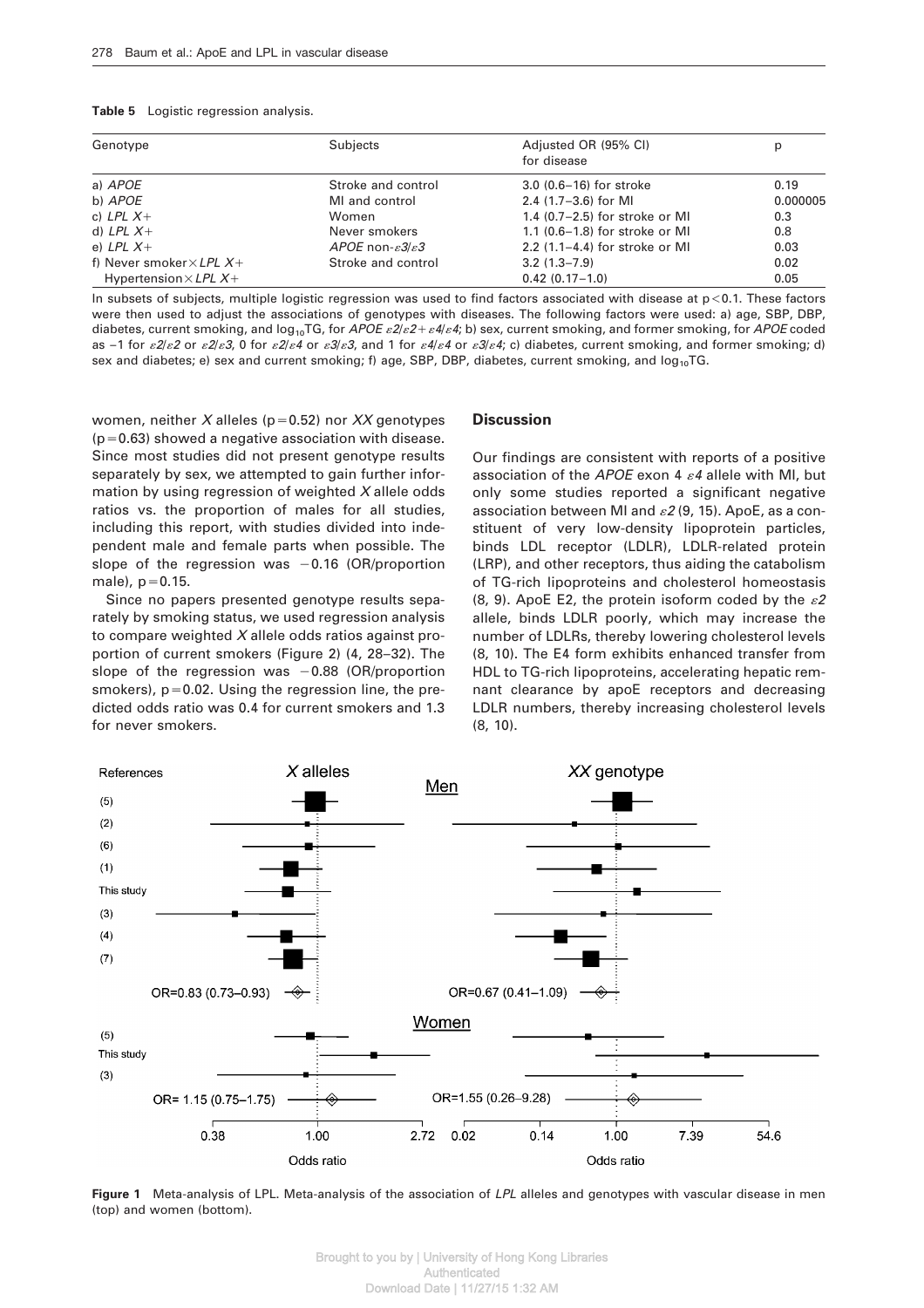**Table 5** Logistic regression analysis.

| Genotype | Subjects | Adjusted OR (95% CI) for disease | p |
|---|---|---|---|
| a) *APOE* | Stroke and control | 3.0 (0.6–16) for stroke | 0.19 |
| b) *APOE* | MI and control | 2.4 (1.7–3.6) for MI | 0.000005 |
| c) *LPL X+* | Women | 1.4 (0.7–2.5) for stroke or MI | 0.3 |
| d) *LPL X+* | Never smokers | 1.1 (0.6–1.8) for stroke or MI | 0.8 |
| e) *LPL X+* | *APOE* non-$\varepsilon3/\varepsilon3$ | 2.2 (1.1–4.4) for stroke or MI | 0.03 |
| f) Never smoker×*LPL X+* | Stroke and control | 3.2 (1.3–7.9) | 0.02 |
| Hypertension×*LPL X+* | | 0.42 (0.17–1.0) | 0.05 |

In subsets of subjects, multiple logistic regression was used to find factors associated with disease at $p<0.1$. These factors were then used to adjust the associations of genotypes with diseases. The following factors were used: a) age, SBP, DBP, diabetes, current smoking, and $\log_{10}$TG, for *APOE* $\varepsilon2/\varepsilon2+\varepsilon4/\varepsilon4$; b) sex, current smoking, and former smoking, for *APOE* coded as −1 for $\varepsilon2/\varepsilon2$ or $\varepsilon2/\varepsilon3$, 0 for $\varepsilon2/\varepsilon4$ or $\varepsilon3/\varepsilon3$, and 1 for $\varepsilon4/\varepsilon4$ or $\varepsilon3/\varepsilon4$; c) diabetes, current smoking, and former smoking; d) sex and diabetes; e) sex and current smoking; f) age, SBP, DBP, diabetes, current smoking, and $\log_{10}$TG.

women, neither *X* alleles ($p=0.52$) nor *XX* genotypes ($p=0.63$) showed a negative association with disease. Since most studies did not present genotype results separately by sex, we attempted to gain further information by using regression of weighted *X* allele odds ratios vs. the proportion of males for all studies, including this report, with studies divided into independent male and female parts when possible. The slope of the regression was −0.16 (OR/proportion male), $p=0.15$.

Since no papers presented genotype results separately by smoking status, we used regression analysis to compare weighted *X* allele odds ratios against proportion of current smokers (Figure 2) (4, 28–32). The slope of the regression was −0.88 (OR/proportion smokers), $p=0.02$. Using the regression line, the predicted odds ratio was 0.4 for current smokers and 1.3 for never smokers.

## Discussion

Our findings are consistent with reports of a positive association of the *APOE* exon 4 $\varepsilon4$ allele with MI, but only some studies reported a significant negative association between MI and $\varepsilon2$ (9, 15). ApoE, as a constituent of very low-density lipoprotein particles, binds LDL receptor (LDLR), LDLR-related protein (LRP), and other receptors, thus aiding the catabolism of TG-rich lipoproteins and cholesterol homeostasis (8, 9). ApoE E2, the protein isoform coded by the $\varepsilon2$ allele, binds LDLR poorly, which may increase the number of LDLRs, thereby lowering cholesterol levels (8, 10). The E4 form exhibits enhanced transfer from HDL to TG-rich lipoproteins, accelerating hepatic remnant clearance by apoE receptors and decreasing LDLR numbers, thereby increasing cholesterol levels (8, 10).

**Figure 1** Meta-analysis of LPL. Meta-analysis of the association of *LPL* alleles and genotypes with vascular disease in men (top) and women (bottom).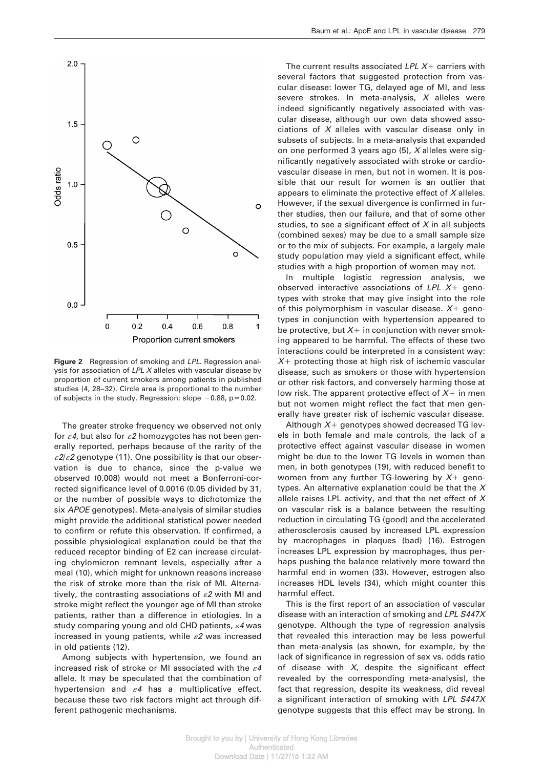**Figure 2** Regression of smoking and *LPL*. Regression analysis for association of *LPL X* alleles with vascular disease by proportion of current smokers among patients in published studies (4, 28–32). Circle area is proportional to the number of subjects in the study. Regression: slope −0.88, p=0.02.

The greater stroke frequency we observed not only for $\varepsilon 4$, but also for $\varepsilon 2$ homozygotes has not been generally reported, perhaps because of the rarity of the $\varepsilon 2/\varepsilon 2$ genotype (11). One possibility is that our observation is due to chance, since the p-value we observed (0.008) would not meet a Bonferroni-corrected significance level of 0.0016 (0.05 divided by 31, or the number of possible ways to dichotomize the six *APOE* genotypes). Meta-analysis of similar studies might provide the additional statistical power needed to confirm or refute this observation. If confirmed, a possible physiological explanation could be that the reduced receptor binding of E2 can increase circulating chylomicron remnant levels, especially after a meal (10), which might for unknown reasons increase the risk of stroke more than the risk of MI. Alternatively, the contrasting associations of $\varepsilon 2$ with MI and stroke might reflect the younger age of MI than stroke patients, rather than a difference in etiologies. In a study comparing young and old CHD patients, $\varepsilon 4$ was increased in young patients, while $\varepsilon 2$ was increased in old patients (12).

Among subjects with hypertension, we found an increased risk of stroke or MI associated with the $\varepsilon 4$ allele. It may be speculated that the combination of hypertension and $\varepsilon 4$ has a multiplicative effect, because these two risk factors might act through different pathogenic mechanisms.

The current results associated *LPL X+* carriers with several factors that suggested protection from vascular disease: lower TG, delayed age of MI, and less severe strokes. In meta-analysis, *X* alleles were indeed significantly negatively associated with vascular disease, although our own data showed associations of *X* alleles with vascular disease only in subsets of subjects. In a meta-analysis that expanded on one performed 3 years ago (5), *X* alleles were significantly negatively associated with stroke or cardiovascular disease in men, but not in women. It is possible that our result for women is an outlier that appears to eliminate the protective effect of *X* alleles. However, if the sexual divergence is confirmed in further studies, then our failure, and that of some other studies, to see a significant effect of *X* in all subjects (combined sexes) may be due to a small sample size or to the mix of subjects. For example, a largely male study population may yield a significant effect, while studies with a high proportion of women may not.

In multiple logistic regression analysis, we observed interactive associations of *LPL X+* genotypes with stroke that may give insight into the role of this polymorphism in vascular disease. *X+* genotypes in conjunction with hypertension appeared to be protective, but *X+* in conjunction with never smoking appeared to be harmful. The effects of these two interactions could be interpreted in a consistent way: *X+* protecting those at high risk of ischemic vascular disease, such as smokers or those with hypertension or other risk factors, and conversely harming those at low risk. The apparent protective effect of *X+* in men but not women might reflect the fact that men generally have greater risk of ischemic vascular disease.

Although *X+* genotypes showed decreased TG levels in both female and male controls, the lack of a protective effect against vascular disease in women might be due to the lower TG levels in women than men, in both genotypes (19), with reduced benefit to women from any further TG-lowering by *X+* genotypes. An alternative explanation could be that the *X* allele raises LPL activity, and that the net effect of *X* on vascular risk is a balance between the resulting reduction in circulating TG (good) and the accelerated atherosclerosis caused by increased LPL expression by macrophages in plaques (bad) (16). Estrogen increases LPL expression by macrophages, thus perhaps pushing the balance relatively more toward the harmful end in women (33). However, estrogen also increases HDL levels (34), which might counter this harmful effect.

This is the first report of an association of vascular disease with an interaction of smoking and *LPL S447X* genotype. Although the type of regression analysis that revealed this interaction may be less powerful than meta-analysis (as shown, for example, by the lack of significance in regression of sex vs. odds ratio of disease with *X*, despite the significant effect revealed by the corresponding meta-analysis), the fact that regression, despite its weakness, did reveal a significant interaction of smoking with *LPL S447X* genotype suggests that this effect may be strong. In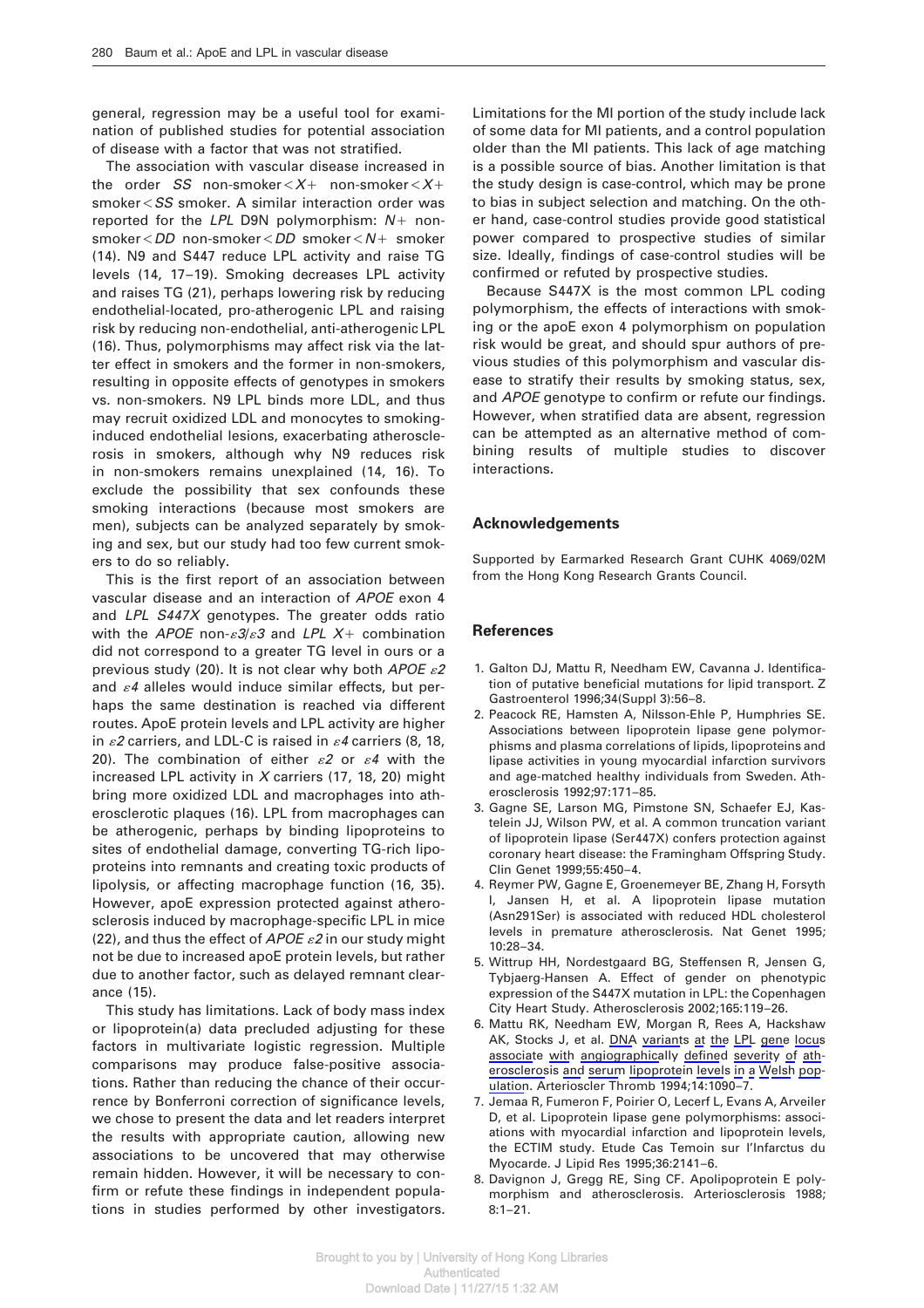general, regression may be a useful tool for examination of published studies for potential association of disease with a factor that was not stratified.

The association with vascular disease increased in the order *SS* non-smoker < *X*+ non-smoker < *X*+ smoker < *SS* smoker. A similar interaction order was reported for the *LPL* D9N polymorphism: *N*+ non-smoker < *DD* non-smoker < *DD* smoker < *N*+ smoker (14). N9 and S447 reduce LPL activity and raise TG levels (14, 17–19). Smoking decreases LPL activity and raises TG (21), perhaps lowering risk by reducing endothelial-located, pro-atherogenic LPL and raising risk by reducing non-endothelial, anti-atherogenic LPL (16). Thus, polymorphisms may affect risk via the latter effect in smokers and the former in non-smokers, resulting in opposite effects of genotypes in smokers vs. non-smokers. N9 LPL binds more LDL, and thus may recruit oxidized LDL and monocytes to smoking-induced endothelial lesions, exacerbating atherosclerosis in smokers, although why N9 reduces risk in non-smokers remains unexplained (14, 16). To exclude the possibility that sex confounds these smoking interactions (because most smokers are men), subjects can be analyzed separately by smoking and sex, but our study had too few current smokers to do so reliably.

This is the first report of an association between vascular disease and an interaction of *APOE* exon 4 and *LPL S447X* genotypes. The greater odds ratio with the *APOE* non-$\varepsilon 3/\varepsilon 3$ and *LPL X*+ combination did not correspond to a greater TG level in ours or a previous study (20). It is not clear why both *APOE* $\varepsilon 2$ and $\varepsilon 4$ alleles would induce similar effects, but perhaps the same destination is reached via different routes. ApoE protein levels and LPL activity are higher in $\varepsilon 2$ carriers, and LDL-C is raised in $\varepsilon 4$ carriers (8, 18, 20). The combination of either $\varepsilon 2$ or $\varepsilon 4$ with the increased LPL activity in *X* carriers (17, 18, 20) might bring more oxidized LDL and macrophages into atherosclerotic plaques (16). LPL from macrophages can be atherogenic, perhaps by binding lipoproteins to sites of endothelial damage, converting TG-rich lipoproteins into remnants and creating toxic products of lipolysis, or affecting macrophage function (16, 35). However, apoE expression protected against atherosclerosis induced by macrophage-specific LPL in mice (22), and thus the effect of *APOE* $\varepsilon 2$ in our study might not be due to increased apoE protein levels, but rather due to another factor, such as delayed remnant clearance (15).

This study has limitations. Lack of body mass index or lipoprotein(a) data precluded adjusting for these factors in multivariate logistic regression. Multiple comparisons may produce false-positive associations. Rather than reducing the chance of their occurrence by Bonferroni correction of significance levels, we chose to present the data and let readers interpret the results with appropriate caution, allowing new associations to be uncovered that may otherwise remain hidden. However, it will be necessary to confirm or refute these findings in independent populations in studies performed by other investigators. Limitations for the MI portion of the study include lack of some data for MI patients, and a control population older than the MI patients. This lack of age matching is a possible source of bias. Another limitation is that the study design is case-control, which may be prone to bias in subject selection and matching. On the other hand, case-control studies provide good statistical power compared to prospective studies of similar size. Ideally, findings of case-control studies will be confirmed or refuted by prospective studies.

Because S447X is the most common LPL coding polymorphism, the effects of interactions with smoking or the apoE exon 4 polymorphism on population risk would be great, and should spur authors of previous studies of this polymorphism and vascular disease to stratify their results by smoking status, sex, and *APOE* genotype to confirm or refute our findings. However, when stratified data are absent, regression can be attempted as an alternative method of combining results of multiple studies to discover interactions.

## Acknowledgements

Supported by Earmarked Research Grant CUHK 4069/02M from the Hong Kong Research Grants Council.

## References

1. Galton DJ, Mattu R, Needham EW, Cavanna J. Identification of putative beneficial mutations for lipid transport. Z Gastroenterol 1996;34(Suppl 3):56–8.
2. Peacock RE, Hamsten A, Nilsson-Ehle P, Humphries SE. Associations between lipoprotein lipase gene polymorphisms and plasma correlations of lipids, lipoproteins and lipase activities in young myocardial infarction survivors and age-matched healthy individuals from Sweden. Atherosclerosis 1992;97:171–85.
3. Gagne SE, Larson MG, Pimstone SN, Schaefer EJ, Kastelein JJ, Wilson PW, et al. A common truncation variant of lipoprotein lipase (Ser447X) confers protection against coronary heart disease: the Framingham Offspring Study. Clin Genet 1999;55:450–4.
4. Reymer PW, Gagne E, Groenemeyer BE, Zhang H, Forsyth I, Jansen H, et al. A lipoprotein lipase mutation (Asn291Ser) is associated with reduced HDL cholesterol levels in premature atherosclerosis. Nat Genet 1995;10:28–34.
5. Wittrup HH, Nordestgaard BG, Steffensen R, Jensen G, Tybjaerg-Hansen A. Effect of gender on phenotypic expression of the S447X mutation in LPL: the Copenhagen City Heart Study. Atherosclerosis 2002;165:119–26.
6. Mattu RK, Needham EW, Morgan R, Rees A, Hackshaw AK, Stocks J, et al. DNA variants at the LPL gene locus associate with angiographically defined severity of atherosclerosis and serum lipoprotein levels in a Welsh population. Arterioscler Thromb 1994;14:1090–7.
7. Jemaa R, Fumeron F, Poirier O, Lecerf L, Evans A, Arveiler D, et al. Lipoprotein lipase gene polymorphisms: associations with myocardial infarction and lipoprotein levels, the ECTIM study. Etude Cas Temoin sur l'Infarctus du Myocarde. J Lipid Res 1995;36:2141–6.
8. Davignon J, Gregg RE, Sing CF. Apolipoprotein E polymorphism and atherosclerosis. Arteriosclerosis 1988;8:1–21.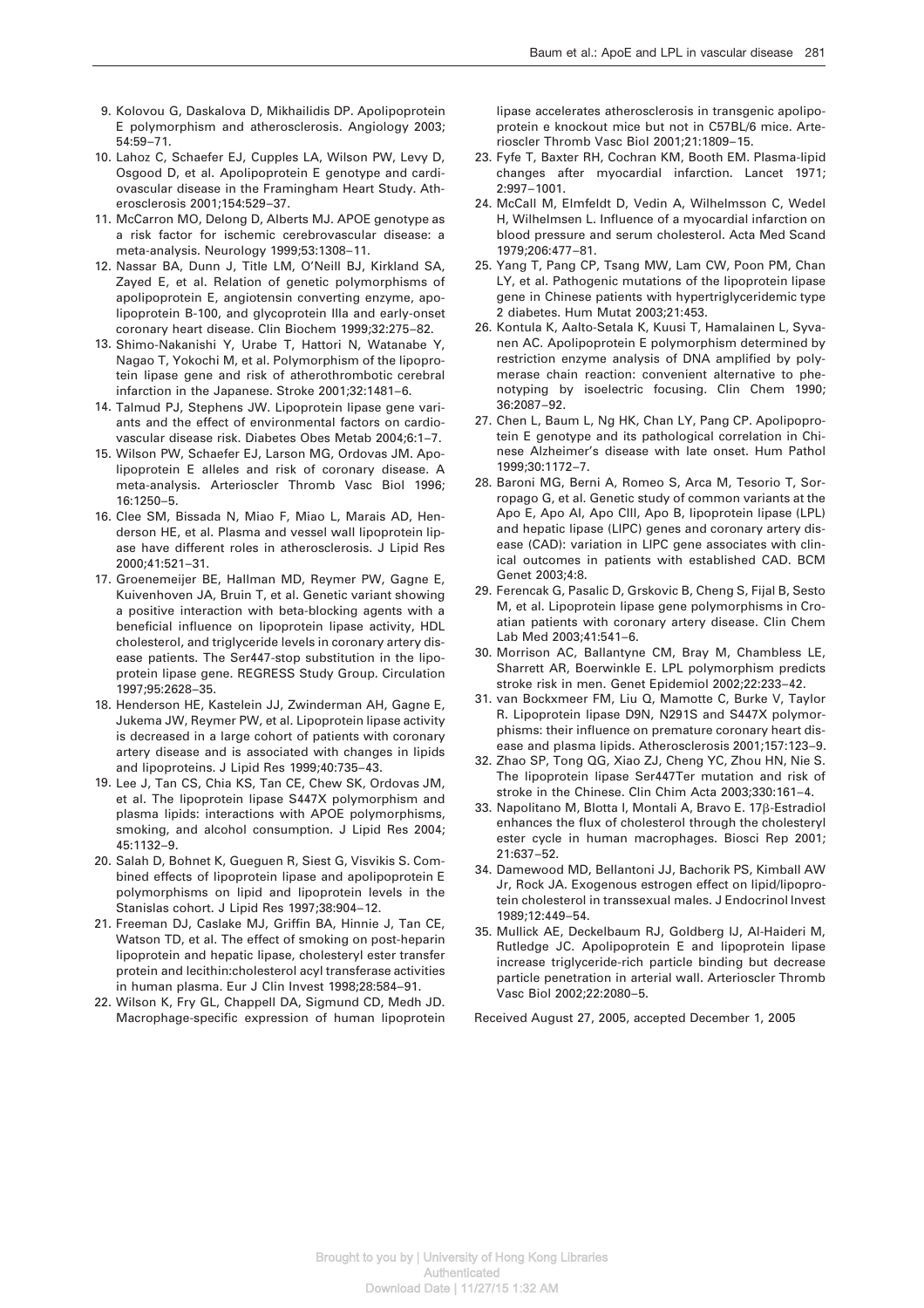9. Kolovou G, Daskalova D, Mikhailidis DP. Apolipoprotein E polymorphism and atherosclerosis. Angiology 2003; 54:59–71.
10. Lahoz C, Schaefer EJ, Cupples LA, Wilson PW, Levy D, Osgood D, et al. Apolipoprotein E genotype and cardiovascular disease in the Framingham Heart Study. Atherosclerosis 2001;154:529–37.
11. McCarron MO, Delong D, Alberts MJ. APOE genotype as a risk factor for ischemic cerebrovascular disease: a meta-analysis. Neurology 1999;53:1308–11.
12. Nassar BA, Dunn J, Title LM, O'Neill BJ, Kirkland SA, Zayed E, et al. Relation of genetic polymorphisms of apolipoprotein E, angiotensin converting enzyme, apolipoprotein B-100, and glycoprotein IIIa and early-onset coronary heart disease. Clin Biochem 1999;32:275–82.
13. Shimo-Nakanishi Y, Urabe T, Hattori N, Watanabe Y, Nagao T, Yokochi M, et al. Polymorphism of the lipoprotein lipase gene and risk of atherothrombotic cerebral infarction in the Japanese. Stroke 2001;32:1481–6.
14. Talmud PJ, Stephens JW. Lipoprotein lipase gene variants and the effect of environmental factors on cardiovascular disease risk. Diabetes Obes Metab 2004;6:1–7.
15. Wilson PW, Schaefer EJ, Larson MG, Ordovas JM. Apolipoprotein E alleles and risk of coronary disease. A meta-analysis. Arterioscler Thromb Vasc Biol 1996; 16:1250–5.
16. Clee SM, Bissada N, Miao F, Miao L, Marais AD, Henderson HE, et al. Plasma and vessel wall lipoprotein lipase have different roles in atherosclerosis. J Lipid Res 2000;41:521–31.
17. Groenemeijer BE, Hallman MD, Reymer PW, Gagne E, Kuivenhoven JA, Bruin T, et al. Genetic variant showing a positive interaction with beta-blocking agents with a beneficial influence on lipoprotein lipase activity, HDL cholesterol, and triglyceride levels in coronary artery disease patients. The Ser447-stop substitution in the lipoprotein lipase gene. REGRESS Study Group. Circulation 1997;95:2628–35.
18. Henderson HE, Kastelein JJ, Zwinderman AH, Gagne E, Jukema JW, Reymer PW, et al. Lipoprotein lipase activity is decreased in a large cohort of patients with coronary artery disease and is associated with changes in lipids and lipoproteins. J Lipid Res 1999;40:735–43.
19. Lee J, Tan CS, Chia KS, Tan CE, Chew SK, Ordovas JM, et al. The lipoprotein lipase S447X polymorphism and plasma lipids: interactions with APOE polymorphisms, smoking, and alcohol consumption. J Lipid Res 2004; 45:1132–9.
20. Salah D, Bohnet K, Gueguen R, Siest G, Visvikis S. Combined effects of lipoprotein lipase and apolipoprotein E polymorphisms on lipid and lipoprotein levels in the Stanislas cohort. J Lipid Res 1997;38:904–12.
21. Freeman DJ, Caslake MJ, Griffin BA, Hinnie J, Tan CE, Watson TD, et al. The effect of smoking on post-heparin lipoprotein and hepatic lipase, cholesteryl ester transfer protein and lecithin:cholesterol acyl transferase activities in human plasma. Eur J Clin Invest 1998;28:584–91.
22. Wilson K, Fry GL, Chappell DA, Sigmund CD, Medh JD. Macrophage-specific expression of human lipoprotein lipase accelerates atherosclerosis in transgenic apolipoprotein e knockout mice but not in C57BL/6 mice. Arterioscler Thromb Vasc Biol 2001;21:1809–15.
23. Fyfe T, Baxter RH, Cochran KM, Booth EM. Plasma-lipid changes after myocardial infarction. Lancet 1971; 2:997–1001.
24. McCall M, Elmfeldt D, Vedin A, Wilhelmsson C, Wedel H, Wilhelmsen L. Influence of a myocardial infarction on blood pressure and serum cholesterol. Acta Med Scand 1979;206:477–81.
25. Yang T, Pang CP, Tsang MW, Lam CW, Poon PM, Chan LY, et al. Pathogenic mutations of the lipoprotein lipase gene in Chinese patients with hypertriglyceridemic type 2 diabetes. Hum Mutat 2003;21:453.
26. Kontula K, Aalto-Setala K, Kuusi T, Hamalainen L, Syvanen AC. Apolipoprotein E polymorphism determined by restriction enzyme analysis of DNA amplified by polymerase chain reaction: convenient alternative to phenotyping by isoelectric focusing. Clin Chem 1990; 36:2087–92.
27. Chen L, Baum L, Ng HK, Chan LY, Pang CP. Apolipoprotein E genotype and its pathological correlation in Chinese Alzheimer's disease with late onset. Hum Pathol 1999;30:1172–7.
28. Baroni MG, Berni A, Romeo S, Arca M, Tesorio T, Sorropago G, et al. Genetic study of common variants at the Apo E, Apo AI, Apo CIII, Apo B, lipoprotein lipase (LPL) and hepatic lipase (LIPC) genes and coronary artery disease (CAD): variation in LIPC gene associates with clinical outcomes in patients with established CAD. BCM Genet 2003;4:8.
29. Ferencak G, Pasalic D, Grskovic B, Cheng S, Fijal B, Sesto M, et al. Lipoprotein lipase gene polymorphisms in Croatian patients with coronary artery disease. Clin Chem Lab Med 2003;41:541–6.
30. Morrison AC, Ballantyne CM, Bray M, Chambless LE, Sharrett AR, Boerwinkle E. LPL polymorphism predicts stroke risk in men. Genet Epidemiol 2002;22:233–42.
31. van Bockxmeer FM, Liu Q, Mamotte C, Burke V, Taylor R. Lipoprotein lipase D9N, N291S and S447X polymorphisms: their influence on premature coronary heart disease and plasma lipids. Atherosclerosis 2001;157:123–9.
32. Zhao SP, Tong QG, Xiao ZJ, Cheng YC, Zhou HN, Nie S. The lipoprotein lipase Ser447Ter mutation and risk of stroke in the Chinese. Clin Chim Acta 2003;330:161–4.
33. Napolitano M, Blotta I, Montali A, Bravo E. 17β-Estradiol enhances the flux of cholesterol through the cholesteryl ester cycle in human macrophages. Biosci Rep 2001; 21:637–52.
34. Damewood MD, Bellantoni JJ, Bachorik PS, Kimball AW Jr, Rock JA. Exogenous estrogen effect on lipid/lipoprotein cholesterol in transsexual males. J Endocrinol Invest 1989;12:449–54.
35. Mullick AE, Deckelbaum RJ, Goldberg IJ, Al-Haideri M, Rutledge JC. Apolipoprotein E and lipoprotein lipase increase triglyceride-rich particle binding but decrease particle penetration in arterial wall. Arterioscler Thromb Vasc Biol 2002;22:2080–5.

Received August 27, 2005, accepted December 1, 2005